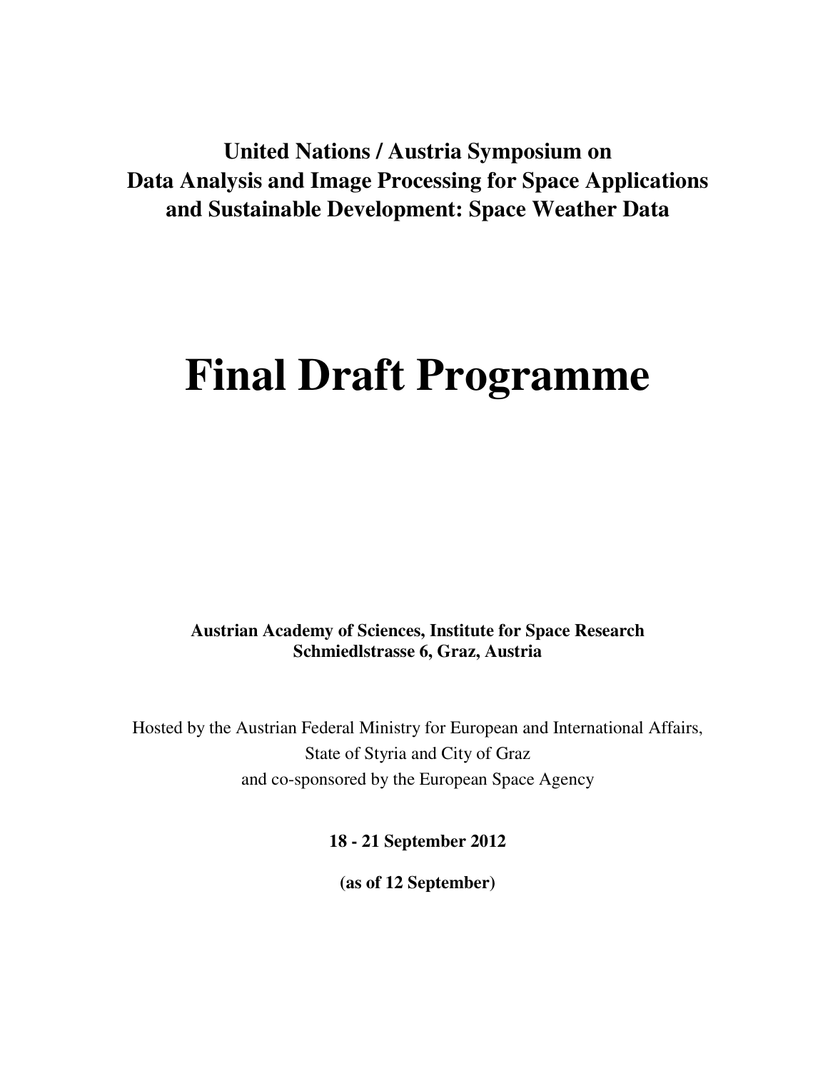**United Nations / Austria Symposium on**
**Data Analysis and Image Processing for Space Applications**
**and Sustainable Development: Space Weather Data**

# Final Draft Programme

**Austrian Academy of Sciences, Institute for Space Research**
**Schmiedlstrasse 6, Graz, Austria**

Hosted by the Austrian Federal Ministry for European and International Affairs,
State of Styria and City of Graz
and co-sponsored by the European Space Agency

**18 - 21 September 2012**

**(as of 12 September)**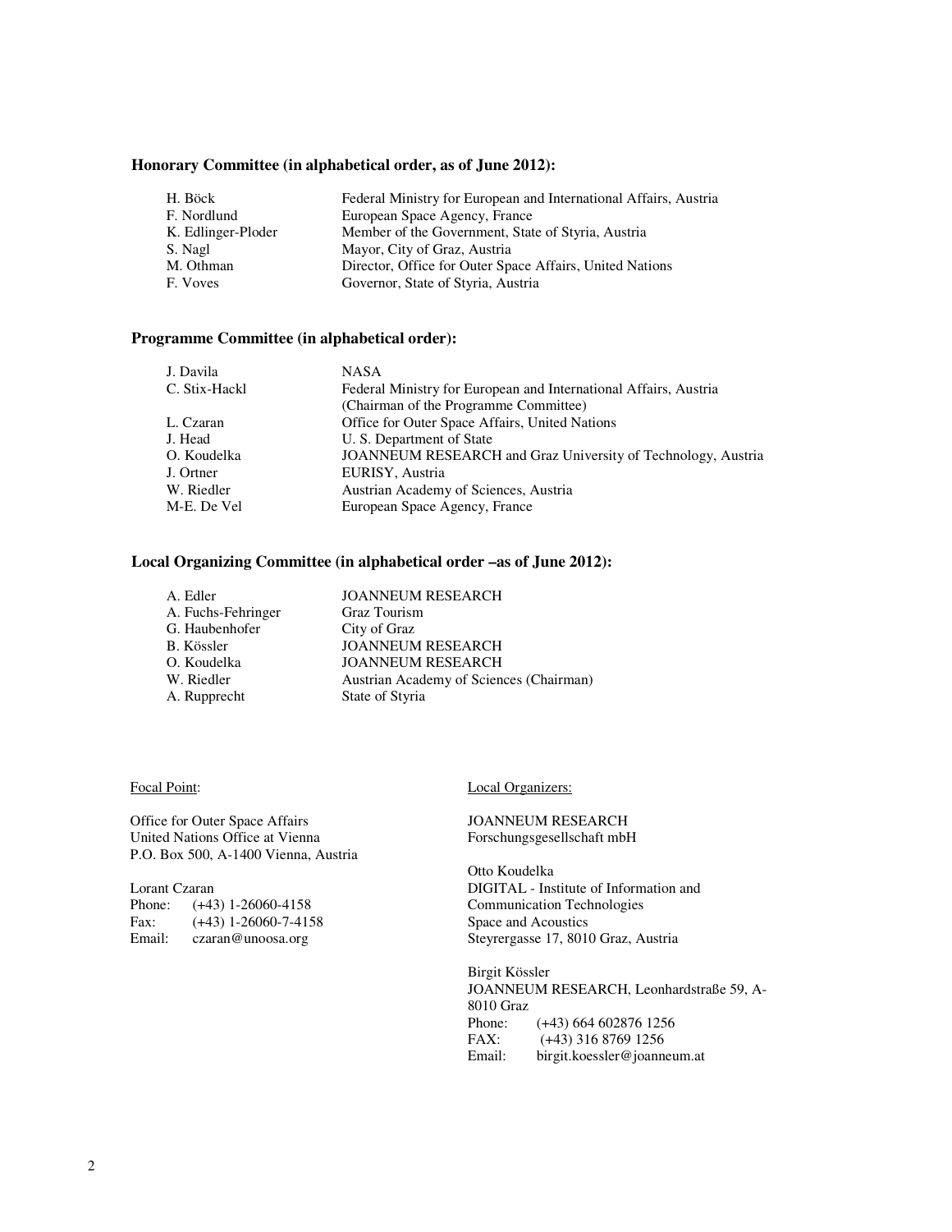**Honorary Committee (in alphabetical order, as of June 2012):**

| | |
|---|---|
| H. Böck | Federal Ministry for European and International Affairs, Austria |
| F. Nordlund | European Space Agency, France |
| K. Edlinger-Ploder | Member of the Government, State of Styria, Austria |
| S. Nagl | Mayor, City of Graz, Austria |
| M. Othman | Director, Office for Outer Space Affairs, United Nations |
| F. Voves | Governor, State of Styria, Austria |

**Programme Committee (in alphabetical order):**

| | |
|---|---|
| J. Davila | NASA |
| C. Stix-Hackl | Federal Ministry for European and International Affairs, Austria (Chairman of the Programme Committee) |
| L. Czaran | Office for Outer Space Affairs, United Nations |
| J. Head | U. S. Department of State |
| O. Koudelka | JOANNEUM RESEARCH and Graz University of Technology, Austria |
| J. Ortner | EURISY, Austria |
| W. Riedler | Austrian Academy of Sciences, Austria |
| M-E. De Vel | European Space Agency, France |

**Local Organizing Committee (in alphabetical order –as of June 2012):**

| | |
|---|---|
| A. Edler | JOANNEUM RESEARCH |
| A. Fuchs-Fehringer | Graz Tourism |
| G. Haubenhofer | City of Graz |
| B. Kössler | JOANNEUM RESEARCH |
| O. Koudelka | JOANNEUM RESEARCH |
| W. Riedler | Austrian Academy of Sciences (Chairman) |
| A. Rupprecht | State of Styria |

Focal Point:

Office for Outer Space Affairs
United Nations Office at Vienna
P.O. Box 500, A-1400 Vienna, Austria

Lorant Czaran
Phone: (+43) 1-26060-4158
Fax: (+43) 1-26060-7-4158
Email: czaran@unoosa.org

Local Organizers:

JOANNEUM RESEARCH
Forschungsgesellschaft mbH

Otto Koudelka
DIGITAL - Institute of Information and Communication Technologies
Space and Acoustics
Steyrergasse 17, 8010 Graz, Austria

Birgit Kössler
JOANNEUM RESEARCH, Leonhardstraße 59, A-8010 Graz
Phone: (+43) 664 602876 1256
FAX: (+43) 316 8769 1256
Email: birgit.koessler@joanneum.at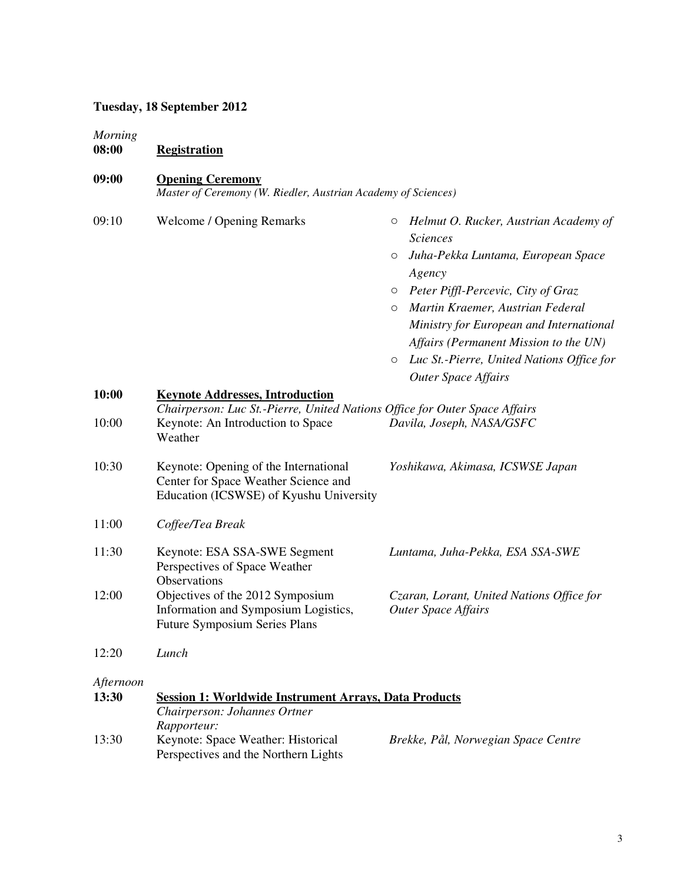**Tuesday, 18 September 2012**

*Morning*

| | | |
|---|---|---|
| **08:00** | **Registration** | |
| **09:00** | **Opening Ceremony**<br>*Master of Ceremony (W. Riedler, Austrian Academy of Sciences)* | |
| 09:10 | Welcome / Opening Remarks | ○ *Helmut O. Rucker, Austrian Academy of Sciences*<br>○ *Juha-Pekka Luntama, European Space Agency*<br>○ *Peter Pifl-Percevic, City of Graz*<br>○ *Martin Kraemer, Austrian Federal Ministry for European and International Affairs (Permanent Mission to the UN)*<br>○ *Luc St.-Pierre, United Nations Office for Outer Space Affairs* |
| **10:00** | **Keynote Addresses, Introduction**<br>*Chairperson: Luc St.-Pierre, United Nations Office for Outer Space Affairs* | |
| 10:00 | Keynote: An Introduction to Space Weather | *Davila, Joseph, NASA/GSFC* |
| 10:30 | Keynote: Opening of the International Center for Space Weather Science and Education (ICSWSE) of Kyushu University | *Yoshikawa, Akimasa, ICSWSE Japan* |
| 11:00 | *Coffee/Tea Break* | |
| 11:30 | Keynote: ESA SSA-SWE Segment Perspectives of Space Weather Observations | *Luntama, Juha-Pekka, ESA SSA-SWE* |
| 12:00 | Objectives of the 2012 Symposium Information and Symposium Logistics, Future Symposium Series Plans | *Czaran, Lorant, United Nations Office for Outer Space Affairs* |
| 12:20 | *Lunch* | |

*Afternoon*

| | | |
|---|---|---|
| **13:30** | **Session 1: Worldwide Instrument Arrays, Data Products**<br>*Chairperson: Johannes Ortner*<br>*Rapporteur:* | |
| 13:30 | Keynote: Space Weather: Historical Perspectives and the Northern Lights | *Brekke, Pål, Norwegian Space Centre* |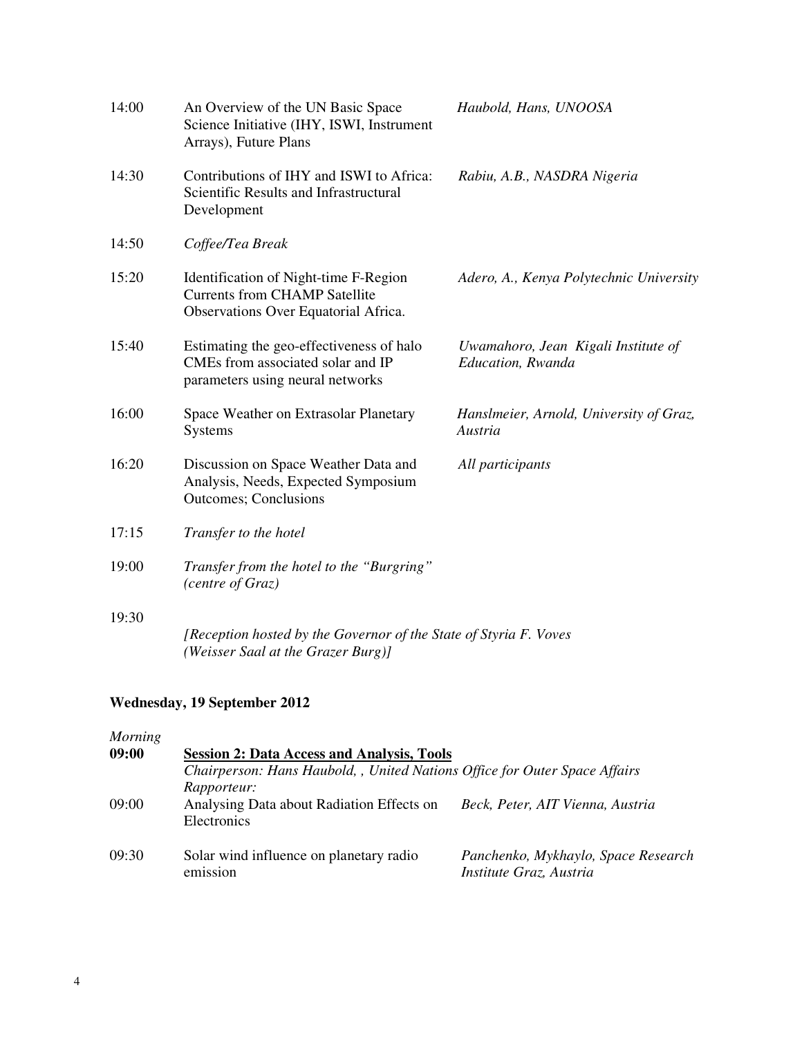| | | |
|---|---|---|
| 14:00 | An Overview of the UN Basic Space Science Initiative (IHY, ISWI, Instrument Arrays), Future Plans | *Haubold, Hans, UNOOSA* |
| 14:30 | Contributions of IHY and ISWI to Africa: Scientific Results and Infrastructural Development | *Rabiu, A.B., NASDRA Nigeria* |
| 14:50 | *Coffee/Tea Break* | |
| 15:20 | Identification of Night-time F-Region Currents from CHAMP Satellite Observations Over Equatorial Africa. | *Adero, A., Kenya Polytechnic University* |
| 15:40 | Estimating the geo-effectiveness of halo CMEs from associated solar and IP parameters using neural networks | *Uwamahoro, Jean Kigali Institute of Education, Rwanda* |
| 16:00 | Space Weather on Extrasolar Planetary Systems | *Hanslmeier, Arnold, University of Graz, Austria* |
| 16:20 | Discussion on Space Weather Data and Analysis, Needs, Expected Symposium Outcomes; Conclusions | *All participants* |
| 17:15 | *Transfer to the hotel* | |
| 19:00 | *Transfer from the hotel to the "Burgring" (centre of Graz)* | |
| 19:30 | *[Reception hosted by the Governor of the State of Styria F. Voves (Weisser Saal at the Grazer Burg)]* | |

**Wednesday, 19 September 2012**

*Morning*

**09:00** **Session 2: Data Access and Analysis, Tools**

*Chairperson: Hans Haubold, , United Nations Office for Outer Space Affairs*

*Rapporteur:*

| | | |
|---|---|---|
| 09:00 | Analysing Data about Radiation Effects on Electronics | *Beck, Peter, AIT Vienna, Austria* |
| 09:30 | Solar wind influence on planetary radio emission | *Panchenko, Mykhaylo, Space Research Institute Graz, Austria* |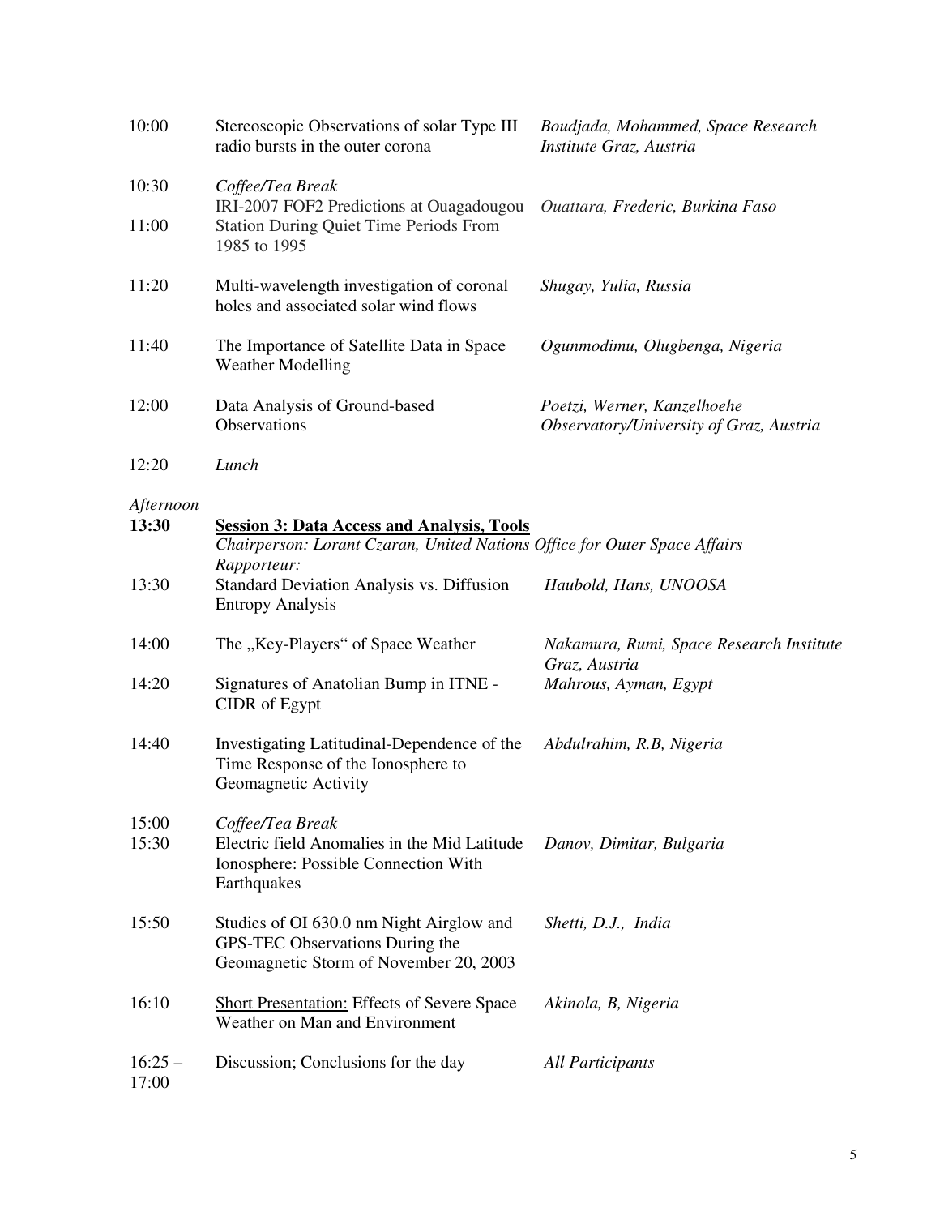| | | |
|---|---|---|
| 10:00 | Stereoscopic Observations of solar Type III radio bursts in the outer corona | *Boudjada, Mohammed, Space Research Institute Graz, Austria* |
| 10:30 | *Coffee/Tea Break* | |
| 11:00 | IRI-2007 FOF2 Predictions at Ouagadougou Station During Quiet Time Periods From 1985 to 1995 | *Ouattara, Frederic, Burkina Faso* |
| 11:20 | Multi-wavelength investigation of coronal holes and associated solar wind flows | *Shugay, Yulia, Russia* |
| 11:40 | The Importance of Satellite Data in Space Weather Modelling | *Ogunmodimu, Olugbenga, Nigeria* |
| 12:00 | Data Analysis of Ground-based Observations | *Poetzi, Werner, Kanzelhoehe Observatory/University of Graz, Austria* |
| 12:20 | *Lunch* | |

*Afternoon*

**13:30** **<u>Session 3: Data Access and Analysis, Tools</u>**

*Chairperson: Lorant Czaran, United Nations Office for Outer Space Affairs*

*Rapporteur:*

| | | |
|---|---|---|
| 13:30 | Standard Deviation Analysis vs. Diffusion Entropy Analysis | *Haubold, Hans, UNOOSA* |
| 14:00 | The „Key-Players“ of Space Weather | *Nakamura, Rumi, Space Research Institute Graz, Austria* |
| 14:20 | Signatures of Anatolian Bump in ITNE - CIDR of Egypt | *Mahrous, Ayman, Egypt* |
| 14:40 | Investigating Latitudinal-Dependence of the Time Response of the Ionosphere to Geomagnetic Activity | *Abdulrahim, R.B, Nigeria* |
| 15:00 | *Coffee/Tea Break* | |
| 15:30 | Electric field Anomalies in the Mid Latitude Ionosphere: Possible Connection With Earthquakes | *Danov, Dimitar, Bulgaria* |
| 15:50 | Studies of OI 630.0 nm Night Airglow and GPS-TEC Observations During the Geomagnetic Storm of November 20, 2003 | *Shetti, D.J., India* |
| 16:10 | <u>Short Presentation:</u> Effects of Severe Space Weather on Man and Environment | *Akinola, B, Nigeria* |
| 16:25 – 17:00 | Discussion; Conclusions for the day | *All Participants* |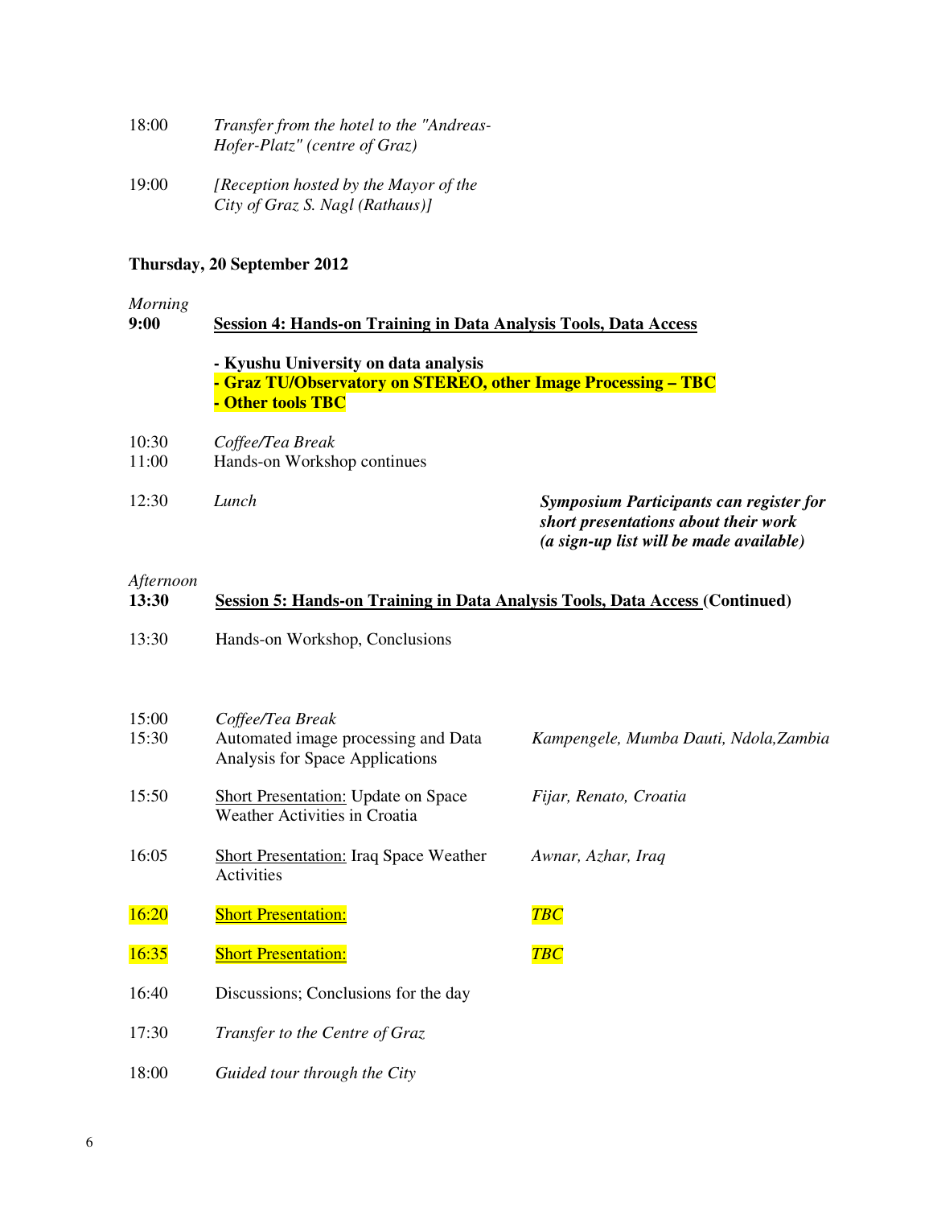18:00 *Transfer from the hotel to the "Andreas-Hofer-Platz" (centre of Graz)*

19:00 *[Reception hosted by the Mayor of the City of Graz S. Nagl (Rathaus)]*

**Thursday, 20 September 2012**

*Morning*

**9:00** **Session 4: Hands-on Training in Data Analysis Tools, Data Access**

**- Kyushu University on data analysis**
**- Graz TU/Observatory on STEREO, other Image Processing – TBC**
**- Other tools TBC**

| | | |
|---|---|---|
| 10:30 | *Coffee/Tea Break* | |
| 11:00 | Hands-on Workshop continues | |
| 12:30 | *Lunch* | ***Symposium Participants can register for short presentations about their work (a sign-up list will be made available)*** |

*Afternoon*

**13:30** **Session 5: Hands-on Training in Data Analysis Tools, Data Access (Continued)**

| | | |
|---|---|---|
| 13:30 | Hands-on Workshop, Conclusions | |
| 15:00 | *Coffee/Tea Break* | |
| 15:30 | Automated image processing and Data Analysis for Space Applications | *Kampengele, Mumba Dauti, Ndola,Zambia* |
| 15:50 | Short Presentation: Update on Space Weather Activities in Croatia | *Fijar, Renato, Croatia* |
| 16:05 | Short Presentation: Iraq Space Weather Activities | *Awnar, Azhar, Iraq* |
| 16:20 | Short Presentation: | *TBC* |
| 16:35 | Short Presentation: | *TBC* |
| 16:40 | Discussions; Conclusions for the day | |
| 17:30 | *Transfer to the Centre of Graz* | |
| 18:00 | *Guided tour through the City* | |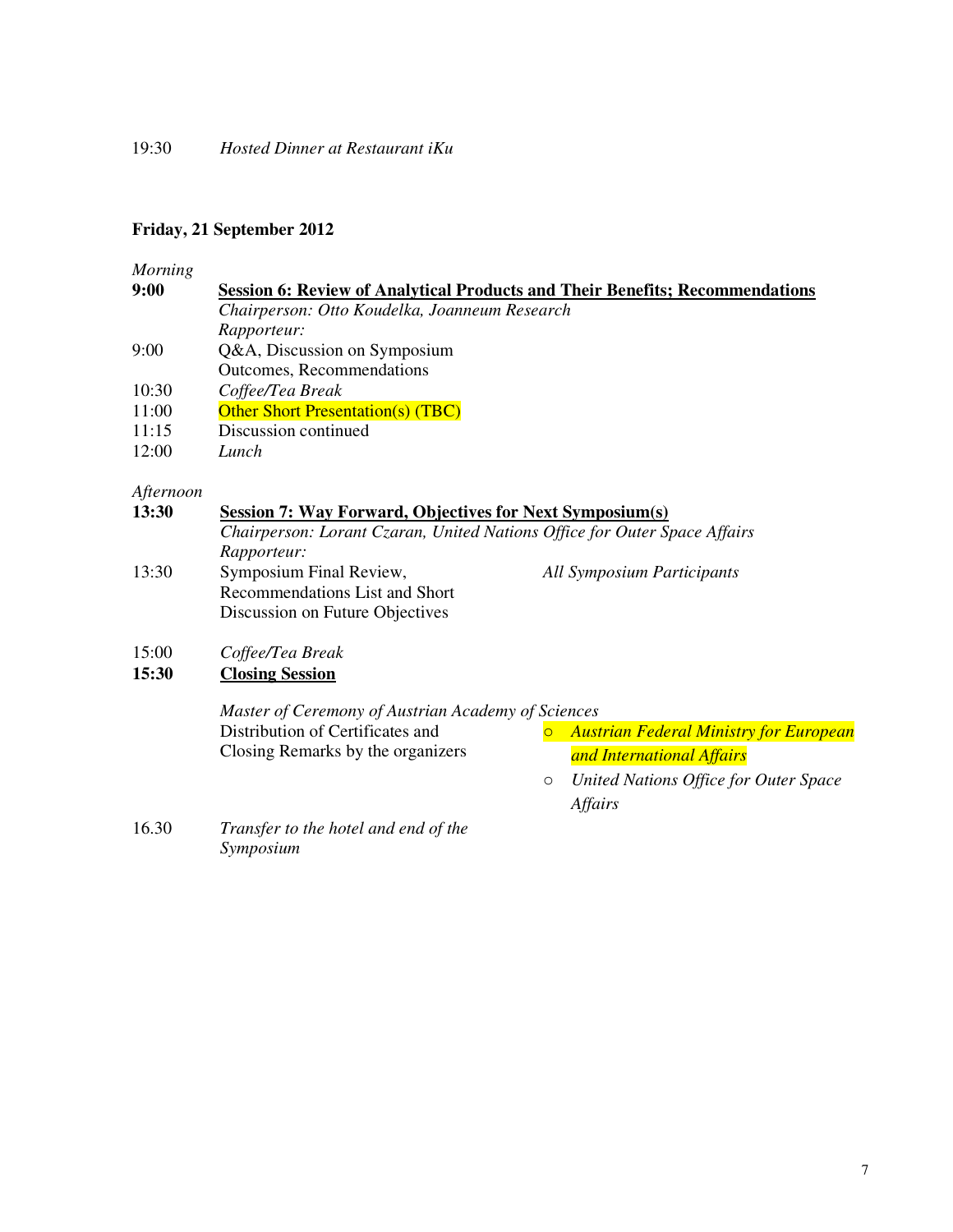19:30 *Hosted Dinner at Restaurant iKu*

**Friday, 21 September 2012**

*Morning*

**9:00** **Session 6: Review of Analytical Products and Their Benefits; Recommendations**

*Chairperson: Otto Koudelka, Joanneum Research*

*Rapporteur:*

| | | |
|---|---|---|
| 9:00 | Q&A, Discussion on Symposium Outcomes, Recommendations | |
| 10:30 | *Coffee/Tea Break* | |
| 11:00 | Other Short Presentation(s) (TBC) | |
| 11:15 | Discussion continued | |
| 12:00 | *Lunch* | |

*Afternoon*

**13:30** **Session 7: Way Forward, Objectives for Next Symposium(s)**

*Chairperson: Lorant Czaran, United Nations Office for Outer Space Affairs*

*Rapporteur:*

| | | |
|---|---|---|
| 13:30 | Symposium Final Review, Recommendations List and Short Discussion on Future Objectives | *All Symposium Participants* |
| 15:00 | *Coffee/Tea Break* | |

**15:30** **Closing Session**

*Master of Ceremony of Austrian Academy of Sciences*

Distribution of Certificates and Closing Remarks by the organizers

- *Austrian Federal Ministry for European and International Affairs*
- *United Nations Office for Outer Space Affairs*

16.30 *Transfer to the hotel and end of the Symposium*